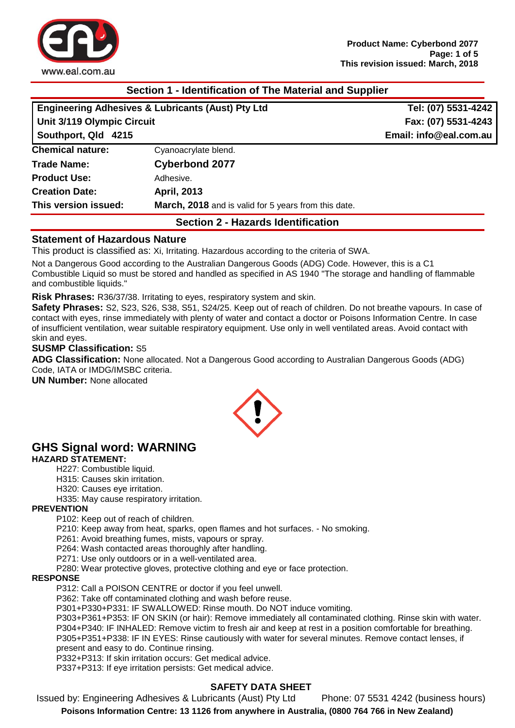## Section 1 - Identification of The Material and Supplier

| Engineering Adhesives & Lubricants (Aust) Pty Ltd | Tel: (07) 5531-4242 |
|---|---|
| Unit 3/119 Olympic Circuit | Fax: (07) 5531-4243 |
| Southport, Qld 4215 | Email: info@eal.com.au |

| | |
|---|---|
| **Chemical nature:** | Cyanoacrylate blend. |
| **Trade Name:** | **Cyberbond 2077** |
| **Product Use:** | Adhesive. |
| **Creation Date:** | **April, 2013** |
| **This version issued:** | **March, 2018** and is valid for 5 years from this date. |

## Section 2 - Hazards Identification

### Statement of Hazardous Nature

This product is classified as: Xi, Irritating. Hazardous according to the criteria of SWA.

Not a Dangerous Good according to the Australian Dangerous Goods (ADG) Code. However, this is a C1 Combustible Liquid so must be stored and handled as specified in AS 1940 "The storage and handling of flammable and combustible liquids."

**Risk Phrases:** R36/37/38. Irritating to eyes, respiratory system and skin.

**Safety Phrases:** S2, S23, S26, S38, S51, S24/25. Keep out of reach of children. Do not breathe vapours. In case of contact with eyes, rinse immediately with plenty of water and contact a doctor or Poisons Information Centre. In case of insufficient ventilation, wear suitable respiratory equipment. Use only in well ventilated areas. Avoid contact with skin and eyes.

**SUSMP Classification:** S5

**ADG Classification:** None allocated. Not a Dangerous Good according to Australian Dangerous Goods (ADG) Code, IATA or IMDG/IMSBC criteria.

**UN Number:** None allocated

## GHS Signal word: WARNING

**HAZARD STATEMENT:**

H227: Combustible liquid.
H315: Causes skin irritation.
H320: Causes eye irritation.
H335: May cause respiratory irritation.

**PREVENTION**

P102: Keep out of reach of children.
P210: Keep away from heat, sparks, open flames and hot surfaces. - No smoking.
P261: Avoid breathing fumes, mists, vapours or spray.
P264: Wash contacted areas thoroughly after handling.
P271: Use only outdoors or in a well-ventilated area.
P280: Wear protective gloves, protective clothing and eye or face protection.

**RESPONSE**

P312: Call a POISON CENTRE or doctor if you feel unwell.
P362: Take off contaminated clothing and wash before reuse.
P301+P330+P331: IF SWALLOWED: Rinse mouth. Do NOT induce vomiting.
P303+P361+P353: IF ON SKIN (or hair): Remove immediately all contaminated clothing. Rinse skin with water.
P304+P340: IF INHALED: Remove victim to fresh air and keep at rest in a position comfortable for breathing.
P305+P351+P338: IF IN EYES: Rinse cautiously with water for several minutes. Remove contact lenses, if present and easy to do. Continue rinsing.
P332+P313: If skin irritation occurs: Get medical advice.
P337+P313: If eye irritation persists: Get medical advice.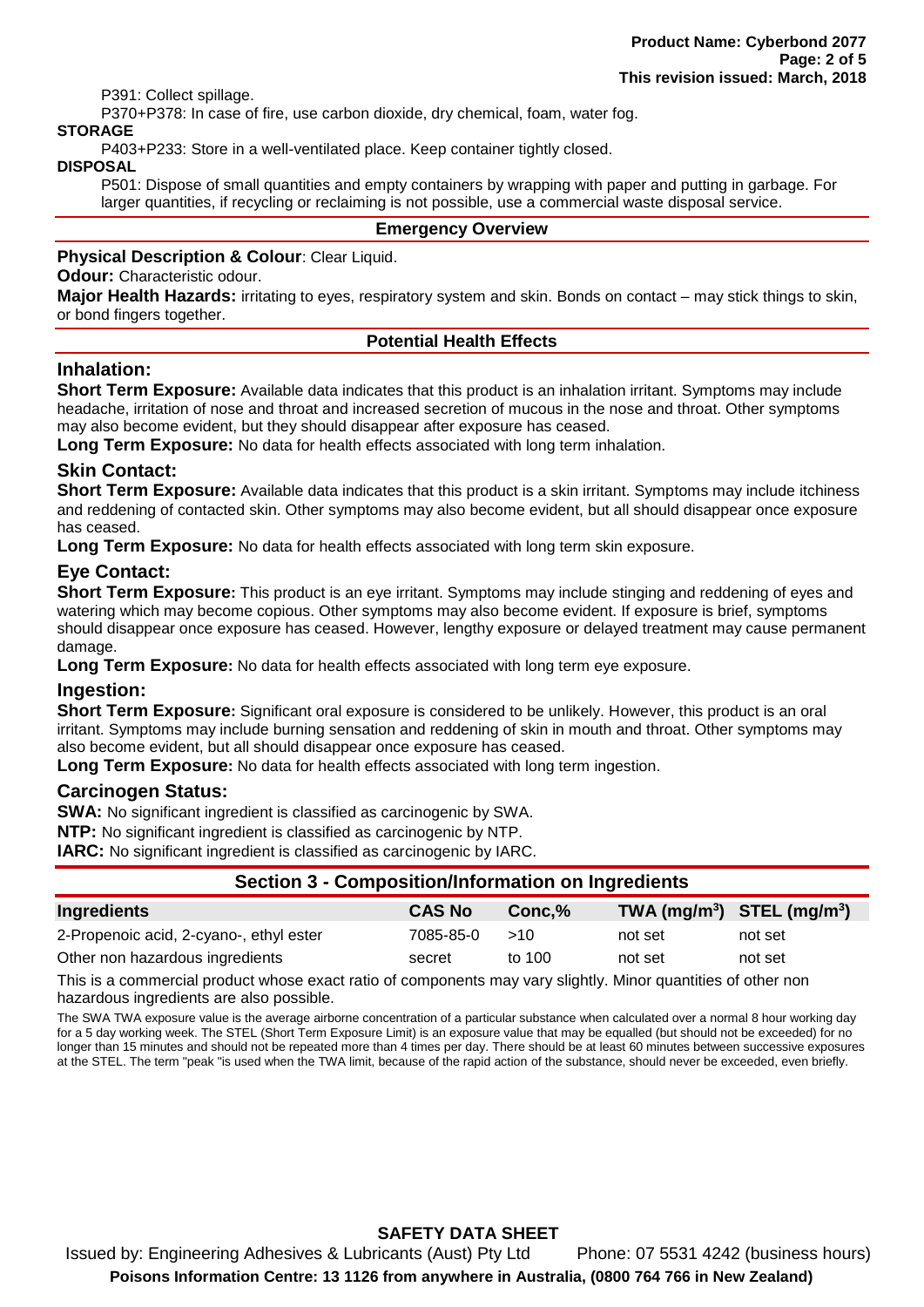P391: Collect spillage.

P370+P378: In case of fire, use carbon dioxide, dry chemical, foam, water fog.

**STORAGE**

P403+P233: Store in a well-ventilated place. Keep container tightly closed.

**DISPOSAL**

P501: Dispose of small quantities and empty containers by wrapping with paper and putting in garbage. For larger quantities, if recycling or reclaiming is not possible, use a commercial waste disposal service.

## Emergency Overview

**Physical Description & Colour**: Clear Liquid.

**Odour:** Characteristic odour.

**Major Health Hazards:** irritating to eyes, respiratory system and skin. Bonds on contact – may stick things to skin, or bond fingers together.

## Potential Health Effects

### Inhalation:

**Short Term Exposure:** Available data indicates that this product is an inhalation irritant. Symptoms may include headache, irritation of nose and throat and increased secretion of mucous in the nose and throat. Other symptoms may also become evident, but they should disappear after exposure has ceased.

**Long Term Exposure:** No data for health effects associated with long term inhalation.

### Skin Contact:

**Short Term Exposure:** Available data indicates that this product is a skin irritant. Symptoms may include itchiness and reddening of contacted skin. Other symptoms may also become evident, but all should disappear once exposure has ceased.

**Long Term Exposure:** No data for health effects associated with long term skin exposure.

### Eye Contact:

**Short Term Exposure:** This product is an eye irritant. Symptoms may include stinging and reddening of eyes and watering which may become copious. Other symptoms may also become evident. If exposure is brief, symptoms should disappear once exposure has ceased. However, lengthy exposure or delayed treatment may cause permanent damage.

**Long Term Exposure:** No data for health effects associated with long term eye exposure.

### Ingestion:

**Short Term Exposure:** Significant oral exposure is considered to be unlikely. However, this product is an oral irritant. Symptoms may include burning sensation and reddening of skin in mouth and throat. Other symptoms may also become evident, but all should disappear once exposure has ceased.

**Long Term Exposure:** No data for health effects associated with long term ingestion.

### Carcinogen Status:

**SWA:** No significant ingredient is classified as carcinogenic by SWA.

**NTP:** No significant ingredient is classified as carcinogenic by NTP.

**IARC:** No significant ingredient is classified as carcinogenic by IARC.

## Section 3 - Composition/Information on Ingredients

| Ingredients | CAS No | Conc,% | TWA ($mg/m^3$) | STEL ($mg/m^3$) |
|---|---|---|---|---|
| 2-Propenoic acid, 2-cyano-, ethyl ester | 7085-85-0 | >10 | not set | not set |
| Other non hazardous ingredients | secret | to 100 | not set | not set |

This is a commercial product whose exact ratio of components may vary slightly. Minor quantities of other non hazardous ingredients are also possible.

The SWA TWA exposure value is the average airborne concentration of a particular substance when calculated over a normal 8 hour working day for a 5 day working week. The STEL (Short Term Exposure Limit) is an exposure value that may be equalled (but should not be exceeded) for no longer than 15 minutes and should not be repeated more than 4 times per day. There should be at least 60 minutes between successive exposures at the STEL. The term "peak "is used when the TWA limit, because of the rapid action of the substance, should never be exceeded, even briefly.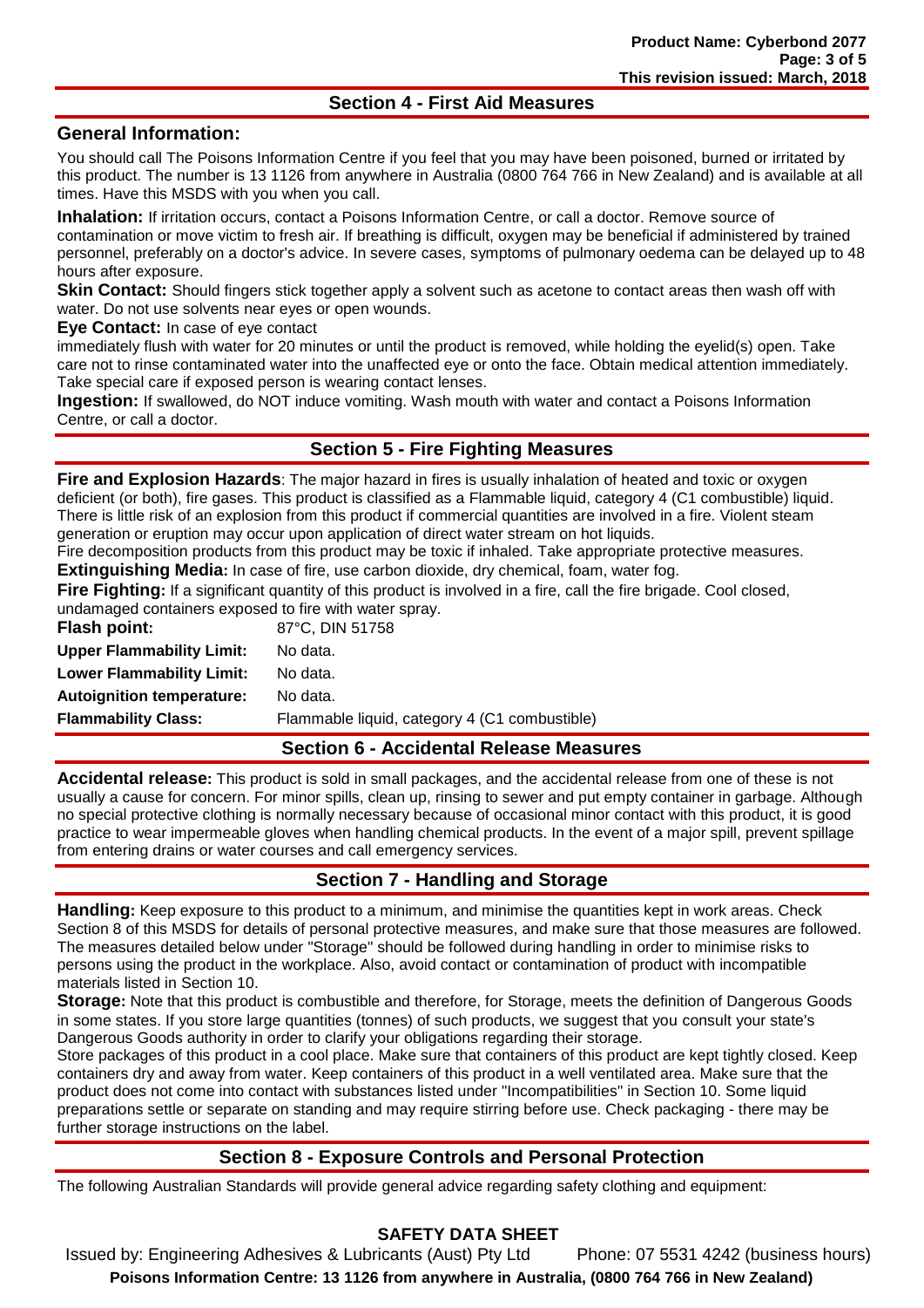## Section 4 - First Aid Measures

### General Information:

You should call The Poisons Information Centre if you feel that you may have been poisoned, burned or irritated by this product. The number is 13 1126 from anywhere in Australia (0800 764 766 in New Zealand) and is available at all times. Have this MSDS with you when you call.

**Inhalation:** If irritation occurs, contact a Poisons Information Centre, or call a doctor. Remove source of contamination or move victim to fresh air. If breathing is difficult, oxygen may be beneficial if administered by trained personnel, preferably on a doctor's advice. In severe cases, symptoms of pulmonary oedema can be delayed up to 48 hours after exposure.

**Skin Contact:** Should fingers stick together apply a solvent such as acetone to contact areas then wash off with water. Do not use solvents near eyes or open wounds.

**Eye Contact:** In case of eye contact immediately flush with water for 20 minutes or until the product is removed, while holding the eyelid(s) open. Take care not to rinse contaminated water into the unaffected eye or onto the face. Obtain medical attention immediately. Take special care if exposed person is wearing contact lenses.

**Ingestion:** If swallowed, do NOT induce vomiting. Wash mouth with water and contact a Poisons Information Centre, or call a doctor.

## Section 5 - Fire Fighting Measures

**Fire and Explosion Hazards**: The major hazard in fires is usually inhalation of heated and toxic or oxygen deficient (or both), fire gases. This product is classified as a Flammable liquid, category 4 (C1 combustible) liquid. There is little risk of an explosion from this product if commercial quantities are involved in a fire. Violent steam generation or eruption may occur upon application of direct water stream on hot liquids.

Fire decomposition products from this product may be toxic if inhaled. Take appropriate protective measures.

**Extinguishing Media:** In case of fire, use carbon dioxide, dry chemical, foam, water fog.

**Fire Fighting:** If a significant quantity of this product is involved in a fire, call the fire brigade. Cool closed, undamaged containers exposed to fire with water spray.

| | |
|---|---|
| **Flash point:** | 87°C, DIN 51758 |
| **Upper Flammability Limit:** | No data. |
| **Lower Flammability Limit:** | No data. |
| **Autoignition temperature:** | No data. |
| **Flammability Class:** | Flammable liquid, category 4 (C1 combustible) |

## Section 6 - Accidental Release Measures

**Accidental release:** This product is sold in small packages, and the accidental release from one of these is not usually a cause for concern. For minor spills, clean up, rinsing to sewer and put empty container in garbage. Although no special protective clothing is normally necessary because of occasional minor contact with this product, it is good practice to wear impermeable gloves when handling chemical products. In the event of a major spill, prevent spillage from entering drains or water courses and call emergency services.

## Section 7 - Handling and Storage

**Handling:** Keep exposure to this product to a minimum, and minimise the quantities kept in work areas. Check Section 8 of this MSDS for details of personal protective measures, and make sure that those measures are followed. The measures detailed below under "Storage" should be followed during handling in order to minimise risks to persons using the product in the workplace. Also, avoid contact or contamination of product with incompatible materials listed in Section 10.

**Storage:** Note that this product is combustible and therefore, for Storage, meets the definition of Dangerous Goods in some states. If you store large quantities (tonnes) of such products, we suggest that you consult your state's Dangerous Goods authority in order to clarify your obligations regarding their storage.

Store packages of this product in a cool place. Make sure that containers of this product are kept tightly closed. Keep containers dry and away from water. Keep containers of this product in a well ventilated area. Make sure that the product does not come into contact with substances listed under "Incompatibilities" in Section 10. Some liquid preparations settle or separate on standing and may require stirring before use. Check packaging - there may be further storage instructions on the label.

## Section 8 - Exposure Controls and Personal Protection

The following Australian Standards will provide general advice regarding safety clothing and equipment: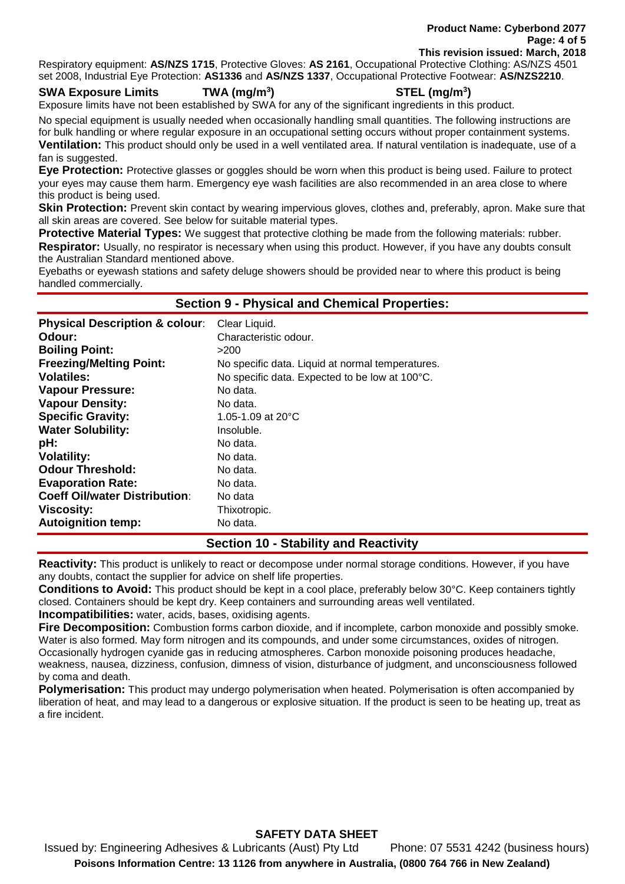Respiratory equipment: **AS/NZS 1715**, Protective Gloves: **AS 2161**, Occupational Protective Clothing: AS/NZS 4501 set 2008, Industrial Eye Protection: **AS1336** and **AS/NZS 1337**, Occupational Protective Footwear: **AS/NZS2210**.

**SWA Exposure Limits TWA (mg/m$^3$) STEL (mg/m$^3$)**

Exposure limits have not been established by SWA for any of the significant ingredients in this product.

No special equipment is usually needed when occasionally handling small quantities. The following instructions are for bulk handling or where regular exposure in an occupational setting occurs without proper containment systems.

**Ventilation:** This product should only be used in a well ventilated area. If natural ventilation is inadequate, use of a fan is suggested.

**Eye Protection:** Protective glasses or goggles should be worn when this product is being used. Failure to protect your eyes may cause them harm. Emergency eye wash facilities are also recommended in an area close to where this product is being used.

**Skin Protection:** Prevent skin contact by wearing impervious gloves, clothes and, preferably, apron. Make sure that all skin areas are covered. See below for suitable material types.

**Protective Material Types:** We suggest that protective clothing be made from the following materials: rubber.

**Respirator:** Usually, no respirator is necessary when using this product. However, if you have any doubts consult the Australian Standard mentioned above.

Eyebaths or eyewash stations and safety deluge showers should be provided near to where this product is being handled commercially.

## Section 9 - Physical and Chemical Properties:

| | |
|---|---|
| **Physical Description & colour**: | Clear Liquid. |
| **Odour:** | Characteristic odour. |
| **Boiling Point:** | >200 |
| **Freezing/Melting Point:** | No specific data. Liquid at normal temperatures. |
| **Volatiles:** | No specific data. Expected to be low at 100°C. |
| **Vapour Pressure:** | No data. |
| **Vapour Density:** | No data. |
| **Specific Gravity:** | 1.05-1.09 at 20°C |
| **Water Solubility:** | Insoluble. |
| **pH:** | No data. |
| **Volatility:** | No data. |
| **Odour Threshold:** | No data. |
| **Evaporation Rate:** | No data. |
| **Coeff Oil/water Distribution**: | No data |
| **Viscosity:** | Thixotropic. |
| **Autoignition temp:** | No data. |

## Section 10 - Stability and Reactivity

**Reactivity:** This product is unlikely to react or decompose under normal storage conditions. However, if you have any doubts, contact the supplier for advice on shelf life properties.

**Conditions to Avoid:** This product should be kept in a cool place, preferably below 30°C. Keep containers tightly closed. Containers should be kept dry. Keep containers and surrounding areas well ventilated.

**Incompatibilities:** water, acids, bases, oxidising agents.

**Fire Decomposition:** Combustion forms carbon dioxide, and if incomplete, carbon monoxide and possibly smoke. Water is also formed. May form nitrogen and its compounds, and under some circumstances, oxides of nitrogen. Occasionally hydrogen cyanide gas in reducing atmospheres. Carbon monoxide poisoning produces headache, weakness, nausea, dizziness, confusion, dimness of vision, disturbance of judgment, and unconsciousness followed by coma and death.

**Polymerisation:** This product may undergo polymerisation when heated. Polymerisation is often accompanied by liberation of heat, and may lead to a dangerous or explosive situation. If the product is seen to be heating up, treat as a fire incident.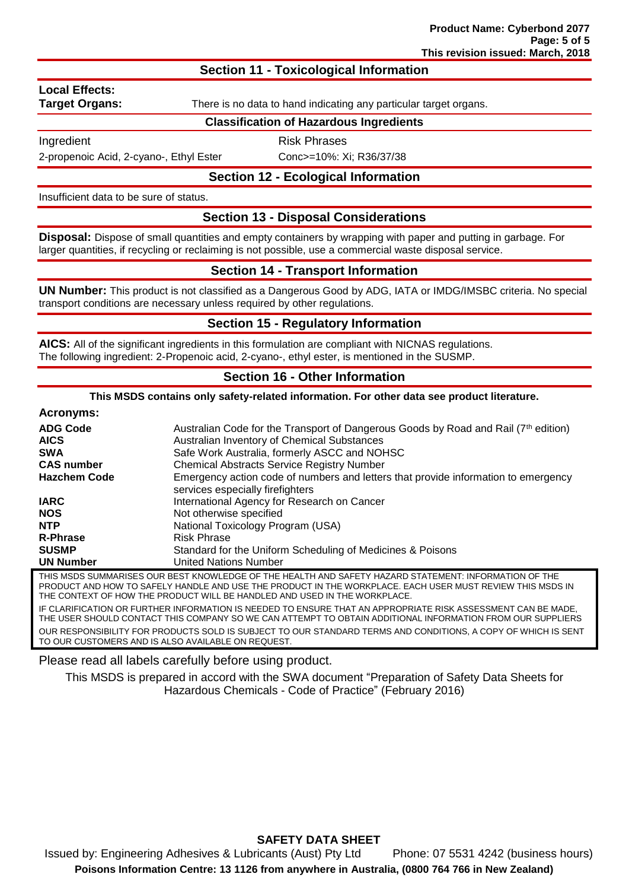## Section 11 - Toxicological Information

**Local Effects:**

**Target Organs:** There is no data to hand indicating any particular target organs.

### Classification of Hazardous Ingredients

| Ingredient | Risk Phrases |
|---|---|
| 2-propenoic Acid, 2-cyano-, Ethyl Ester | Conc>=10%: Xi; R36/37/38 |

## Section 12 - Ecological Information

Insufficient data to be sure of status.

## Section 13 - Disposal Considerations

**Disposal:** Dispose of small quantities and empty containers by wrapping with paper and putting in garbage. For larger quantities, if recycling or reclaiming is not possible, use a commercial waste disposal service.

## Section 14 - Transport Information

**UN Number:** This product is not classified as a Dangerous Good by ADG, IATA or IMDG/IMSBC criteria. No special transport conditions are necessary unless required by other regulations.

## Section 15 - Regulatory Information

**AICS:** All of the significant ingredients in this formulation are compliant with NICNAS regulations.
The following ingredient: 2-Propenoic acid, 2-cyano-, ethyl ester, is mentioned in the SUSMP.

## Section 16 - Other Information

**This MSDS contains only safety-related information. For other data see product literature.**

**Acronyms:**

| | |
|---|---|
| **ADG Code** | Australian Code for the Transport of Dangerous Goods by Road and Rail (7th edition) |
| **AICS** | Australian Inventory of Chemical Substances |
| **SWA** | Safe Work Australia, formerly ASCC and NOHSC |
| **CAS number** | Chemical Abstracts Service Registry Number |
| **Hazchem Code** | Emergency action code of numbers and letters that provide information to emergency services especially firefighters |
| **IARC** | International Agency for Research on Cancer |
| **NOS** | Not otherwise specified |
| **NTP** | National Toxicology Program (USA) |
| **R-Phrase** | Risk Phrase |
| **SUSMP** | Standard for the Uniform Scheduling of Medicines & Poisons |
| **UN Number** | United Nations Number |

THIS MSDS SUMMARISES OUR BEST KNOWLEDGE OF THE HEALTH AND SAFETY HAZARD STATEMENT: INFORMATION OF THE PRODUCT AND HOW TO SAFELY HANDLE AND USE THE PRODUCT IN THE WORKPLACE. EACH USER MUST REVIEW THIS MSDS IN THE CONTEXT OF HOW THE PRODUCT WILL BE HANDLED AND USED IN THE WORKPLACE.

IF CLARIFICATION OR FURTHER INFORMATION IS NEEDED TO ENSURE THAT AN APPROPRIATE RISK ASSESSMENT CAN BE MADE, THE USER SHOULD CONTACT THIS COMPANY SO WE CAN ATTEMPT TO OBTAIN ADDITIONAL INFORMATION FROM OUR SUPPLIERS

OUR RESPONSIBILITY FOR PRODUCTS SOLD IS SUBJECT TO OUR STANDARD TERMS AND CONDITIONS, A COPY OF WHICH IS SENT TO OUR CUSTOMERS AND IS ALSO AVAILABLE ON REQUEST.

Please read all labels carefully before using product.

This MSDS is prepared in accord with the SWA document "Preparation of Safety Data Sheets for Hazardous Chemicals - Code of Practice" (February 2016)

**SAFETY DATA SHEET**

Issued by: Engineering Adhesives & Lubricants (Aust) Pty Ltd Phone: 07 5531 4242 (business hours)

**Poisons Information Centre: 13 1126 from anywhere in Australia, (0800 764 766 in New Zealand)**